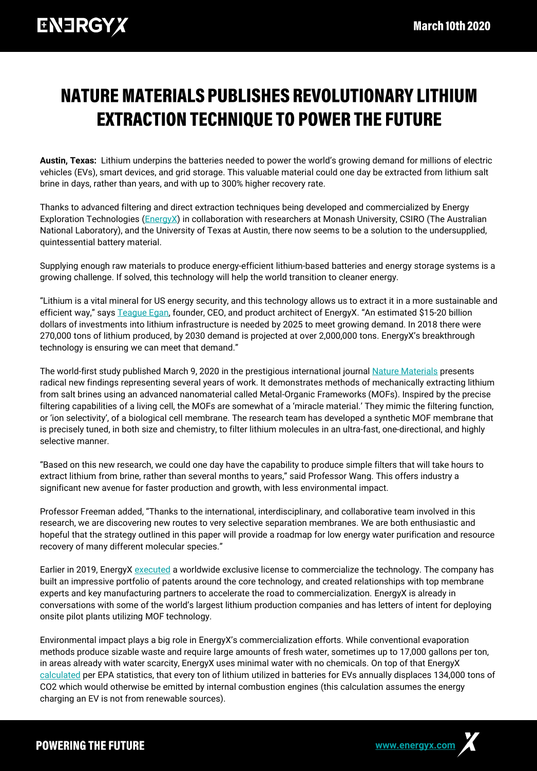# NATURE MATERIALS PUBLISHES REVOLUTIONARY LITHIUM EXTRACTION TECHNIQUE TO POWER THE FUTURE

**Austin, Texas:** Lithium underpins the batteries needed to power the world's growing demand for millions of electric vehicles (EVs), smart devices, and grid storage. This valuable material could one day be extracted from lithium salt brine in days, rather than years, and with up to 300% higher recovery rate.

Thanks to advanced filtering and direct extraction techniques being developed and commercialized by Energy Exploration Technologies (EnergyX) in collaboration with researchers at Monash University, CSIRO (The Australian National Laboratory), and the University of Texas at Austin, there now seems to be a solution to the undersupplied, quintessential battery material.

Supplying enough raw materials to produce energy-efficient lithium-based batteries and energy storage systems is a growing challenge. If solved, this technology will help the world transition to cleaner energy.

"Lithium is a vital mineral for US energy security, and this technology allows us to extract it in a more sustainable and efficient way," says Teague Egan, founder, CEO, and product architect of EnergyX. "An estimated $15-20 billion dollars of investments into lithium infrastructure is needed by 2025 to meet growing demand. In 2018 there were 270,000 tons of lithium produced, by 2030 demand is projected at over 2,000,000 tons. EnergyX's breakthrough technology is ensuring we can meet that demand."

The world-first study published March 9, 2020 in the prestigious international journal Nature Materials presents radical new findings representing several years of work. It demonstrates methods of mechanically extracting lithium from salt brines using an advanced nanomaterial called Metal-Organic Frameworks (MOFs). Inspired by the precise filtering capabilities of a living cell, the MOFs are somewhat of a 'miracle material.' They mimic the filtering function, or 'ion selectivity', of a biological cell membrane. The research team has developed a synthetic MOF membrane that is precisely tuned, in both size and chemistry, to filter lithium molecules in an ultra-fast, one-directional, and highly selective manner.

"Based on this new research, we could one day have the capability to produce simple filters that will take hours to extract lithium from brine, rather than several months to years," said Professor Wang. This offers industry a significant new avenue for faster production and growth, with less environmental impact.

Professor Freeman added, "Thanks to the international, interdisciplinary, and collaborative team involved in this research, we are discovering new routes to very selective separation membranes. We are both enthusiastic and hopeful that the strategy outlined in this paper will provide a roadmap for low energy water purification and resource recovery of many different molecular species."

Earlier in 2019, EnergyX executed a worldwide exclusive license to commercialize the technology. The company has built an impressive portfolio of patents around the core technology, and created relationships with top membrane experts and key manufacturing partners to accelerate the road to commercialization. EnergyX is already in conversations with some of the world's largest lithium production companies and has letters of intent for deploying onsite pilot plants utilizing MOF technology.

Environmental impact plays a big role in EnergyX's commercialization efforts. While conventional evaporation methods produce sizable waste and require large amounts of fresh water, sometimes up to 17,000 gallons per ton, in areas already with water scarcity, EnergyX uses minimal water with no chemicals. On top of that EnergyX calculated per EPA statistics, that every ton of lithium utilized in batteries for EVs annually displaces 134,000 tons of $CO_2$ which would otherwise be emitted by internal combustion engines (this calculation assumes the energy charging an EV is not from renewable sources).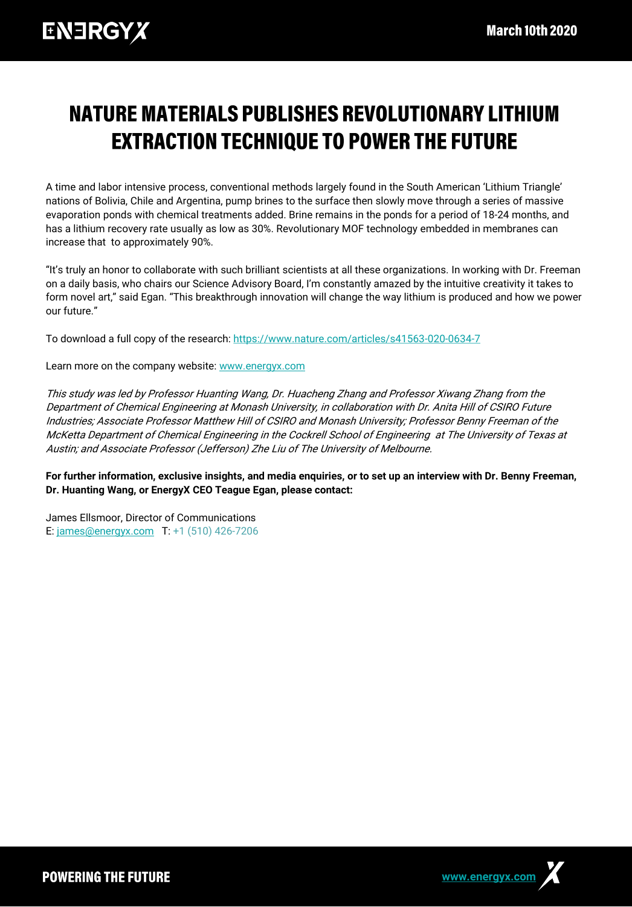# NATURE MATERIALS PUBLISHES REVOLUTIONARY LITHIUM EXTRACTION TECHNIQUE TO POWER THE FUTURE

A time and labor intensive process, conventional methods largely found in the South American 'Lithium Triangle' nations of Bolivia, Chile and Argentina, pump brines to the surface then slowly move through a series of massive evaporation ponds with chemical treatments added. Brine remains in the ponds for a period of 18-24 months, and has a lithium recovery rate usually as low as 30%. Revolutionary MOF technology embedded in membranes can increase that to approximately 90%.

"It's truly an honor to collaborate with such brilliant scientists at all these organizations. In working with Dr. Freeman on a daily basis, who chairs our Science Advisory Board, I'm constantly amazed by the intuitive creativity it takes to form novel art," said Egan. "This breakthrough innovation will change the way lithium is produced and how we power our future."

To download a full copy of the research: https://www.nature.com/articles/s41563-020-0634-7

Learn more on the company website: www.energyx.com

*This study was led by Professor Huanting Wang, Dr. Huacheng Zhang and Professor Xiwang Zhang from the Department of Chemical Engineering at Monash University, in collaboration with Dr. Anita Hill of CSIRO Future Industries; Associate Professor Matthew Hill of CSIRO and Monash University; Professor Benny Freeman of the McKetta Department of Chemical Engineering in the Cockrell School of Engineering at The University of Texas at Austin; and Associate Professor (Jefferson) Zhe Liu of The University of Melbourne.*

**For further information, exclusive insights, and media enquiries, or to set up an interview with Dr. Benny Freeman, Dr. Huanting Wang, or EnergyX CEO Teague Egan, please contact:**

James Ellsmoor, Director of Communications
E: james@energyx.com T: +1 (510) 426-7206